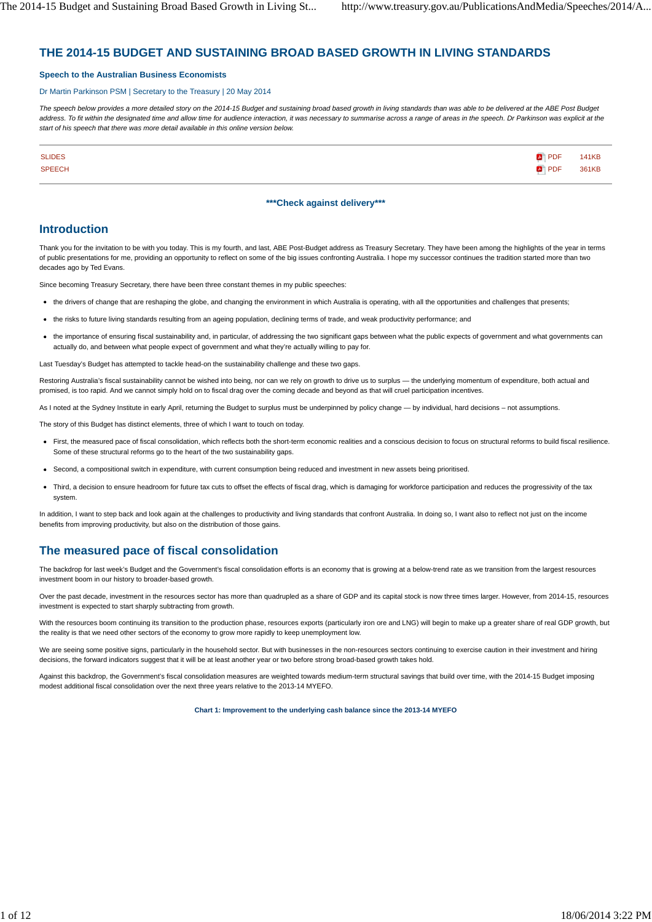# THE 2014-15 BUDGET AND SUSTAINING BROAD BASED GROWTH IN LIVING STANDARDS

### Speech to the Australian Business Economists

Dr Martin Parkinson PSM | Secretary to the Treasury | 20 May 2014

*The speech below provides a more detailed story on the 2014-15 Budget and sustaining broad based growth in living standards than was able to be delivered at the ABE Post Budget address. To fit within the designated time and allow time for audience interaction, it was necessary to summarise across a range of areas in the speech. Dr Parkinson was explicit at the start of his speech that there was more detail available in this online version below.*

| | | |
|---|---|---|
| SLIDES | PDF | 141KB |
| SPEECH | PDF | 361KB |

**\*\*\*Check against delivery\*\*\***

## Introduction

Thank you for the invitation to be with you today. This is my fourth, and last, ABE Post-Budget address as Treasury Secretary. They have been among the highlights of the year in terms of public presentations for me, providing an opportunity to reflect on some of the big issues confronting Australia. I hope my successor continues the tradition started more than two decades ago by Ted Evans.

Since becoming Treasury Secretary, there have been three constant themes in my public speeches:

- the drivers of change that are reshaping the globe, and changing the environment in which Australia is operating, with all the opportunities and challenges that presents;
- the risks to future living standards resulting from an ageing population, declining terms of trade, and weak productivity performance; and
- the importance of ensuring fiscal sustainability and, in particular, of addressing the two significant gaps between what the public expects of government and what governments can actually do, and between what people expect of government and what they're actually willing to pay for.

Last Tuesday's Budget has attempted to tackle head-on the sustainability challenge and these two gaps.

Restoring Australia's fiscal sustainability cannot be wished into being, nor can we rely on growth to drive us to surplus — the underlying momentum of expenditure, both actual and promised, is too rapid. And we cannot simply hold on to fiscal drag over the coming decade and beyond as that will cruel participation incentives.

As I noted at the Sydney Institute in early April, returning the Budget to surplus must be underpinned by policy change — by individual, hard decisions – not assumptions.

The story of this Budget has distinct elements, three of which I want to touch on today.

- First, the measured pace of fiscal consolidation, which reflects both the short-term economic realities and a conscious decision to focus on structural reforms to build fiscal resilience. Some of these structural reforms go to the heart of the two sustainability gaps.
- Second, a compositional switch in expenditure, with current consumption being reduced and investment in new assets being prioritised.
- Third, a decision to ensure headroom for future tax cuts to offset the effects of fiscal drag, which is damaging for workforce participation and reduces the progressivity of the tax system.

In addition, I want to step back and look again at the challenges to productivity and living standards that confront Australia. In doing so, I want also to reflect not just on the income benefits from improving productivity, but also on the distribution of those gains.

## The measured pace of fiscal consolidation

The backdrop for last week's Budget and the Government's fiscal consolidation efforts is an economy that is growing at a below-trend rate as we transition from the largest resources investment boom in our history to broader-based growth.

Over the past decade, investment in the resources sector has more than quadrupled as a share of GDP and its capital stock is now three times larger. However, from 2014-15, resources investment is expected to start sharply subtracting from growth.

With the resources boom continuing its transition to the production phase, resources exports (particularly iron ore and LNG) will begin to make up a greater share of real GDP growth, but the reality is that we need other sectors of the economy to grow more rapidly to keep unemployment low.

We are seeing some positive signs, particularly in the household sector. But with businesses in the non-resources sectors continuing to exercise caution in their investment and hiring decisions, the forward indicators suggest that it will be at least another year or two before strong broad-based growth takes hold.

Against this backdrop, the Government's fiscal consolidation measures are weighted towards medium-term structural savings that build over time, with the 2014-15 Budget imposing modest additional fiscal consolidation over the next three years relative to the 2013-14 MYEFO.

**Chart 1: Improvement to the underlying cash balance since the 2013-14 MYEFO**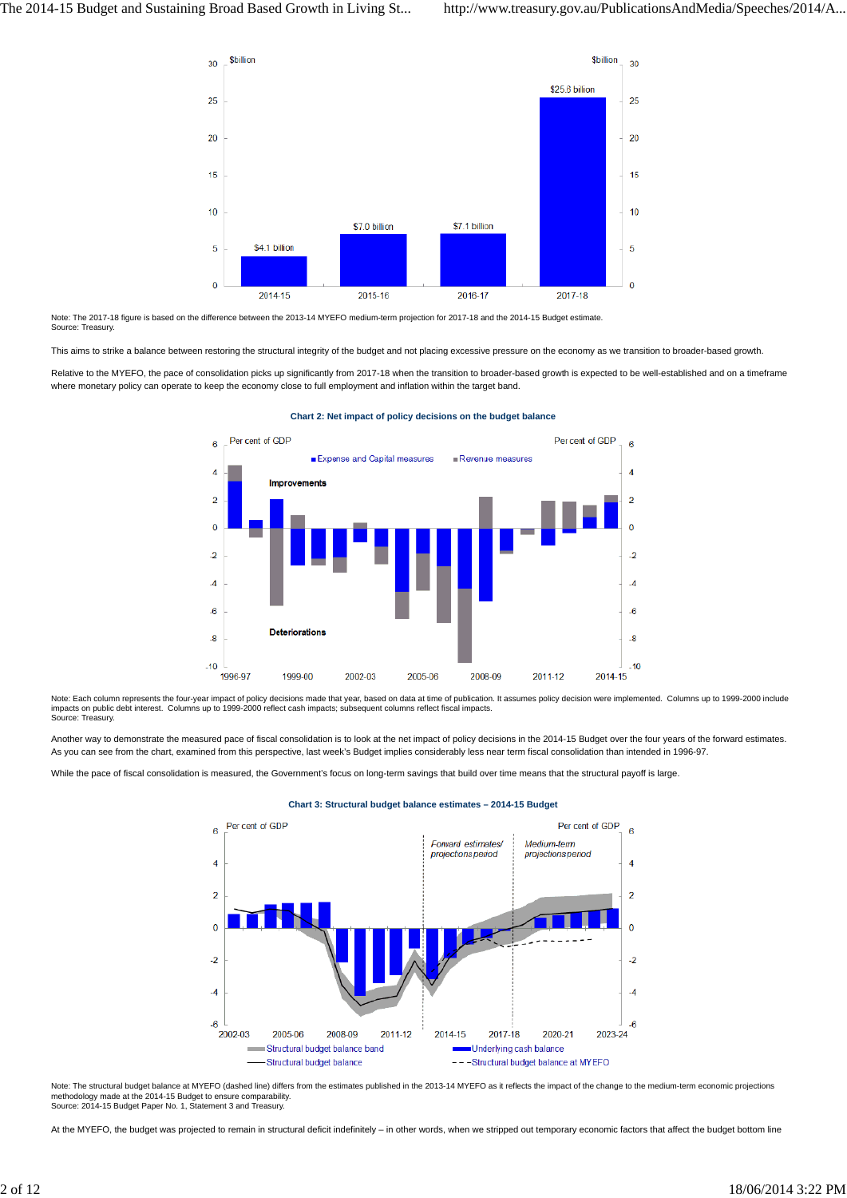Note: The 2017-18 figure is based on the difference between the 2013-14 MYEFO medium-term projection for 2017-18 and the 2014-15 Budget estimate.
Source: Treasury.

This aims to strike a balance between restoring the structural integrity of the budget and not placing excessive pressure on the economy as we transition to broader-based growth.

Relative to the MYEFO, the pace of consolidation picks up significantly from 2017-18 when the transition to broader-based growth is expected to be well-established and on a timeframe where monetary policy can operate to keep the economy close to full employment and inflation within the target band.

**Chart 2: Net impact of policy decisions on the budget balance**

Note: Each column represents the four-year impact of policy decisions made that year, based on data at time of publication. It assumes policy decision were implemented. Columns up to 1999-2000 include impacts on public debt interest. Columns up to 1999-2000 reflect cash impacts; subsequent columns reflect fiscal impacts.
Source: Treasury.

Another way to demonstrate the measured pace of fiscal consolidation is to look at the net impact of policy decisions in the 2014-15 Budget over the four years of the forward estimates. As you can see from the chart, examined from this perspective, last week's Budget implies considerably less near term fiscal consolidation than intended in 1996-97.

While the pace of fiscal consolidation is measured, the Government's focus on long-term savings that build over time means that the structural payoff is large.

**Chart 3: Structural budget balance estimates – 2014-15 Budget**

Note: The structural budget balance at MYEFO (dashed line) differs from the estimates published in the 2013-14 MYEFO as it reflects the impact of the change to the medium-term economic projections methodology made at the 2014-15 Budget to ensure comparability.
Source: 2014-15 Budget Paper No. 1, Statement 3 and Treasury.

At the MYEFO, the budget was projected to remain in structural deficit indefinitely – in other words, when we stripped out temporary economic factors that affect the budget bottom line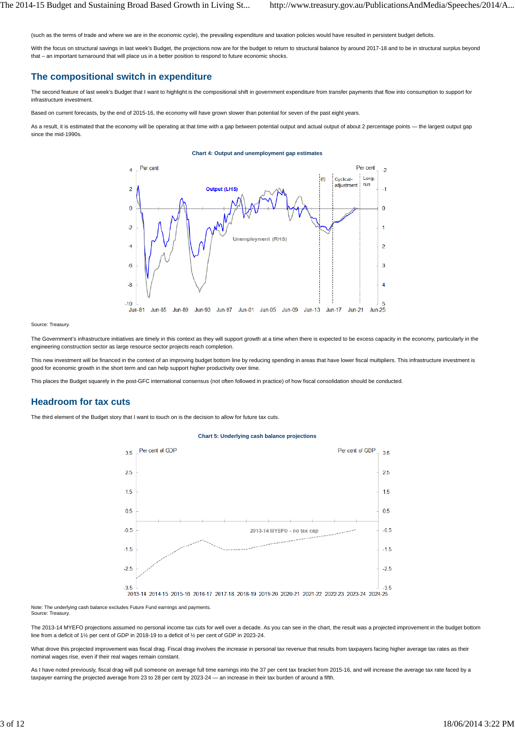(such as the terms of trade and where we are in the economic cycle), the prevailing expenditure and taxation policies would have resulted in persistent budget deficits.

With the focus on structural savings in last week's Budget, the projections now are for the budget to return to structural balance by around 2017-18 and to be in structural surplus beyond that – an important turnaround that will place us in a better position to respond to future economic shocks.

## The compositional switch in expenditure

The second feature of last week's Budget that I want to highlight is the compositional shift in government expenditure from transfer payments that flow into consumption to support for infrastructure investment.

Based on current forecasts, by the end of 2015-16, the economy will have grown slower than potential for seven of the past eight years.

As a result, it is estimated that the economy will be operating at that time with a gap between potential output and actual output of about 2 percentage points — the largest output gap since the mid-1990s.

**Chart 4: Output and unemployment gap estimates**

Source: Treasury.

The Government's infrastructure initiatives are timely in this context as they will support growth at a time when there is expected to be excess capacity in the economy, particularly in the engineering construction sector as large resource sector projects reach completion.

This new investment will be financed in the context of an improving budget bottom line by reducing spending in areas that have lower fiscal multipliers. This infrastructure investment is good for economic growth in the short term and can help support higher productivity over time.

This places the Budget squarely in the post-GFC international consensus (not often followed in practice) of how fiscal consolidation should be conducted.

## Headroom for tax cuts

The third element of the Budget story that I want to touch on is the decision to allow for future tax cuts.

**Chart 5: Underlying cash balance projections**

Note: The underlying cash balance excludes Future Fund earnings and payments.
Source: Treasury.

The 2013-14 MYEFO projections assumed no personal income tax cuts for well over a decade. As you can see in the chart, the result was a projected improvement in the budget bottom line from a deficit of 1½ per cent of GDP in 2018-19 to a deficit of ½ per cent of GDP in 2023-24.

What drove this projected improvement was fiscal drag. Fiscal drag involves the increase in personal tax revenue that results from taxpayers facing higher average tax rates as their nominal wages rise, even if their real wages remain constant.

As I have noted previously, fiscal drag will pull someone on average full time earnings into the 37 per cent tax bracket from 2015-16, and will increase the average tax rate faced by a taxpayer earning the projected average from 23 to 28 per cent by 2023-24 — an increase in their tax burden of around a fifth.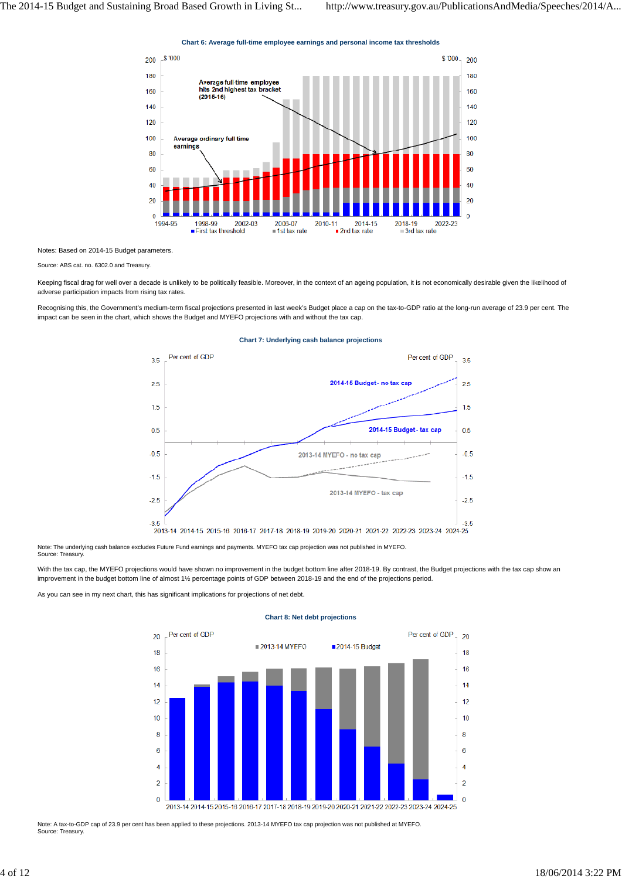**Chart 6: Average full-time employee earnings and personal income tax thresholds**

Notes: Based on 2014-15 Budget parameters.

Source: ABS cat. no. 6302.0 and Treasury.

Keeping fiscal drag for well over a decade is unlikely to be politically feasible. Moreover, in the context of an ageing population, it is not economically desirable given the likelihood of adverse participation impacts from rising tax rates.

Recognising this, the Government's medium-term fiscal projections presented in last week's Budget place a cap on the tax-to-GDP ratio at the long-run average of 23.9 per cent. The impact can be seen in the chart, which shows the Budget and MYEFO projections with and without the tax cap.

**Chart 7: Underlying cash balance projections**

Note: The underlying cash balance excludes Future Fund earnings and payments. MYEFO tax cap projection was not published in MYEFO.
Source: Treasury.

With the tax cap, the MYEFO projections would have shown no improvement in the budget bottom line after 2018-19. By contrast, the Budget projections with the tax cap show an improvement in the budget bottom line of almost 1½ percentage points of GDP between 2018-19 and the end of the projections period.

As you can see in my next chart, this has significant implications for projections of net debt.

**Chart 8: Net debt projections**

Note: A tax-to-GDP cap of 23.9 per cent has been applied to these projections. 2013-14 MYEFO tax cap projection was not published at MYEFO.
Source: Treasury.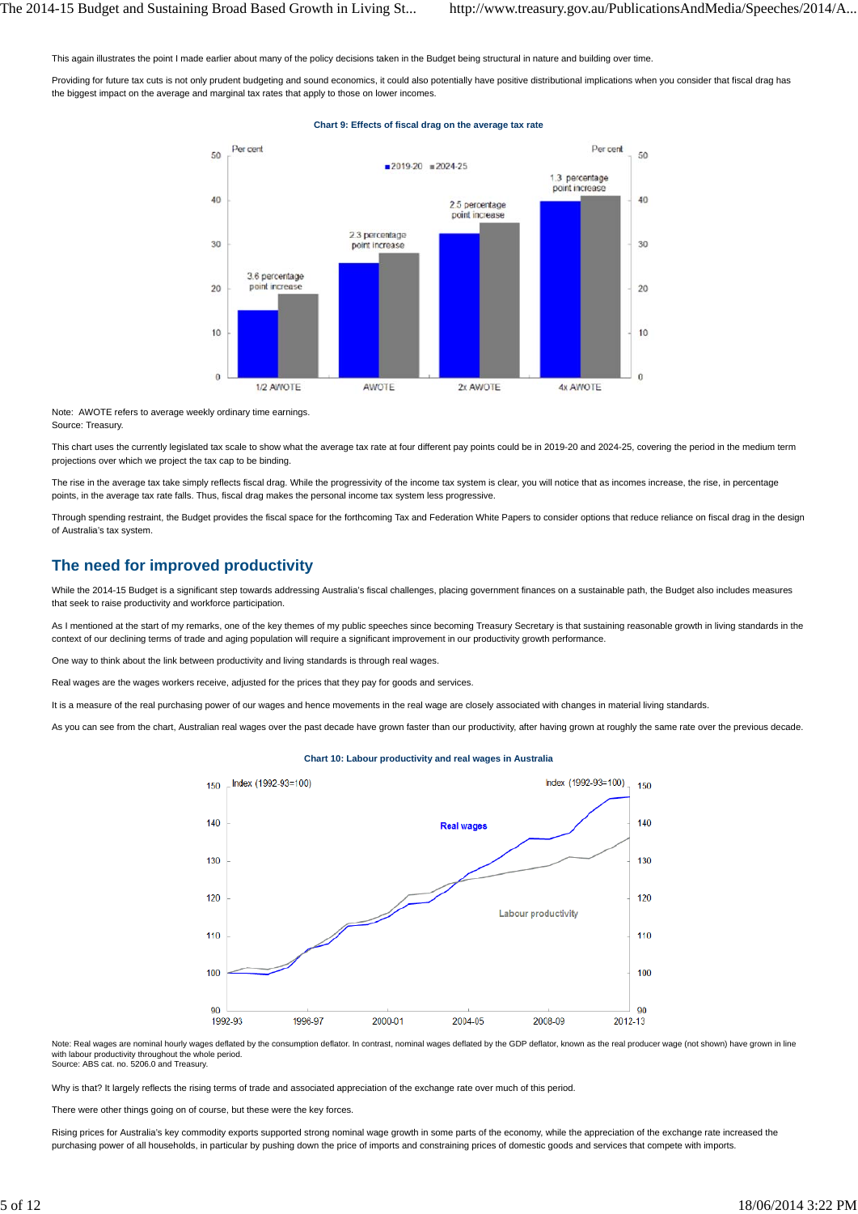This again illustrates the point I made earlier about many of the policy decisions taken in the Budget being structural in nature and building over time.

Providing for future tax cuts is not only prudent budgeting and sound economics, it could also potentially have positive distributional implications when you consider that fiscal drag has the biggest impact on the average and marginal tax rates that apply to those on lower incomes.

**Chart 9: Effects of fiscal drag on the average tax rate**

Note: AWOTE refers to average weekly ordinary time earnings.
Source: Treasury.

This chart uses the currently legislated tax scale to show what the average tax rate at four different pay points could be in 2019-20 and 2024-25, covering the period in the medium term projections over which we project the tax cap to be binding.

The rise in the average tax take simply reflects fiscal drag. While the progressivity of the income tax system is clear, you will notice that as incomes increase, the rise, in percentage points, in the average tax rate falls. Thus, fiscal drag makes the personal income tax system less progressive.

Through spending restraint, the Budget provides the fiscal space for the forthcoming Tax and Federation White Papers to consider options that reduce reliance on fiscal drag in the design of Australia's tax system.

## The need for improved productivity

While the 2014-15 Budget is a significant step towards addressing Australia's fiscal challenges, placing government finances on a sustainable path, the Budget also includes measures that seek to raise productivity and workforce participation.

As I mentioned at the start of my remarks, one of the key themes of my public speeches since becoming Treasury Secretary is that sustaining reasonable growth in living standards in the context of our declining terms of trade and aging population will require a significant improvement in our productivity growth performance.

One way to think about the link between productivity and living standards is through real wages.

Real wages are the wages workers receive, adjusted for the prices that they pay for goods and services.

It is a measure of the real purchasing power of our wages and hence movements in the real wage are closely associated with changes in material living standards.

As you can see from the chart, Australian real wages over the past decade have grown faster than our productivity, after having grown at roughly the same rate over the previous decade.

**Chart 10: Labour productivity and real wages in Australia**

Note: Real wages are nominal hourly wages deflated by the consumption deflator. In contrast, nominal wages deflated by the GDP deflator, known as the real producer wage (not shown) have grown in line with labour productivity throughout the whole period.
Source: ABS cat. no. 5206.0 and Treasury.

Why is that? It largely reflects the rising terms of trade and associated appreciation of the exchange rate over much of this period.

There were other things going on of course, but these were the key forces.

Rising prices for Australia's key commodity exports supported strong nominal wage growth in some parts of the economy, while the appreciation of the exchange rate increased the purchasing power of all households, in particular by pushing down the price of imports and constraining prices of domestic goods and services that compete with imports.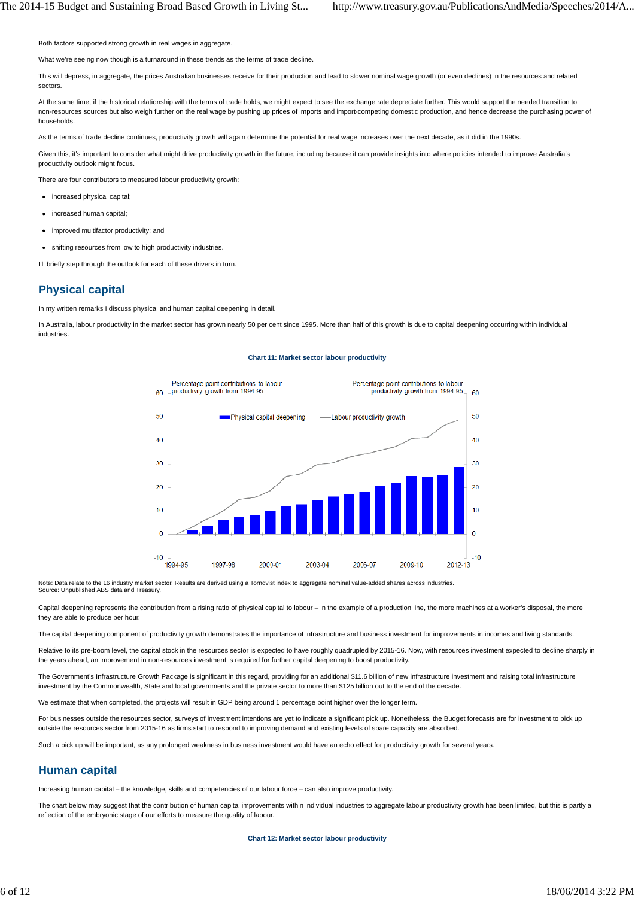Both factors supported strong growth in real wages in aggregate.

What we're seeing now though is a turnaround in these trends as the terms of trade decline.

This will depress, in aggregate, the prices Australian businesses receive for their production and lead to slower nominal wage growth (or even declines) in the resources and related sectors.

At the same time, if the historical relationship with the terms of trade holds, we might expect to see the exchange rate depreciate further. This would support the needed transition to non-resources sources but also weigh further on the real wage by pushing up prices of imports and import-competing domestic production, and hence decrease the purchasing power of households.

As the terms of trade decline continues, productivity growth will again determine the potential for real wage increases over the next decade, as it did in the 1990s.

Given this, it's important to consider what might drive productivity growth in the future, including because it can provide insights into where policies intended to improve Australia's productivity outlook might focus.

There are four contributors to measured labour productivity growth:

- increased physical capital;
- increased human capital;
- improved multifactor productivity; and
- shifting resources from low to high productivity industries.

I'll briefly step through the outlook for each of these drivers in turn.

## Physical capital

In my written remarks I discuss physical and human capital deepening in detail.

In Australia, labour productivity in the market sector has grown nearly 50 per cent since 1995. More than half of this growth is due to capital deepening occurring within individual industries.

**Chart 11: Market sector labour productivity**

Note: Data relate to the 16 industry market sector. Results are derived using a Tornqvist index to aggregate nominal value-added shares across industries.
Source: Unpublished ABS data and Treasury.

Capital deepening represents the contribution from a rising ratio of physical capital to labour – in the example of a production line, the more machines at a worker's disposal, the more they are able to produce per hour.

The capital deepening component of productivity growth demonstrates the importance of infrastructure and business investment for improvements in incomes and living standards.

Relative to its pre-boom level, the capital stock in the resources sector is expected to have roughly quadrupled by 2015-16. Now, with resources investment expected to decline sharply in the years ahead, an improvement in non-resources investment is required for further capital deepening to boost productivity.

The Government's Infrastructure Growth Package is significant in this regard, providing for an additional $11.6 billion of new infrastructure investment and raising total infrastructure investment by the Commonwealth, State and local governments and the private sector to more than $125 billion out to the end of the decade.

We estimate that when completed, the projects will result in GDP being around 1 percentage point higher over the longer term.

For businesses outside the resources sector, surveys of investment intentions are yet to indicate a significant pick up. Nonetheless, the Budget forecasts are for investment to pick up outside the resources sector from 2015-16 as firms start to respond to improving demand and existing levels of spare capacity are absorbed.

Such a pick up will be important, as any prolonged weakness in business investment would have an echo effect for productivity growth for several years.

## Human capital

Increasing human capital – the knowledge, skills and competencies of our labour force – can also improve productivity.

The chart below may suggest that the contribution of human capital improvements within individual industries to aggregate labour productivity growth has been limited, but this is partly a reflection of the embryonic stage of our efforts to measure the quality of labour.

**Chart 12: Market sector labour productivity**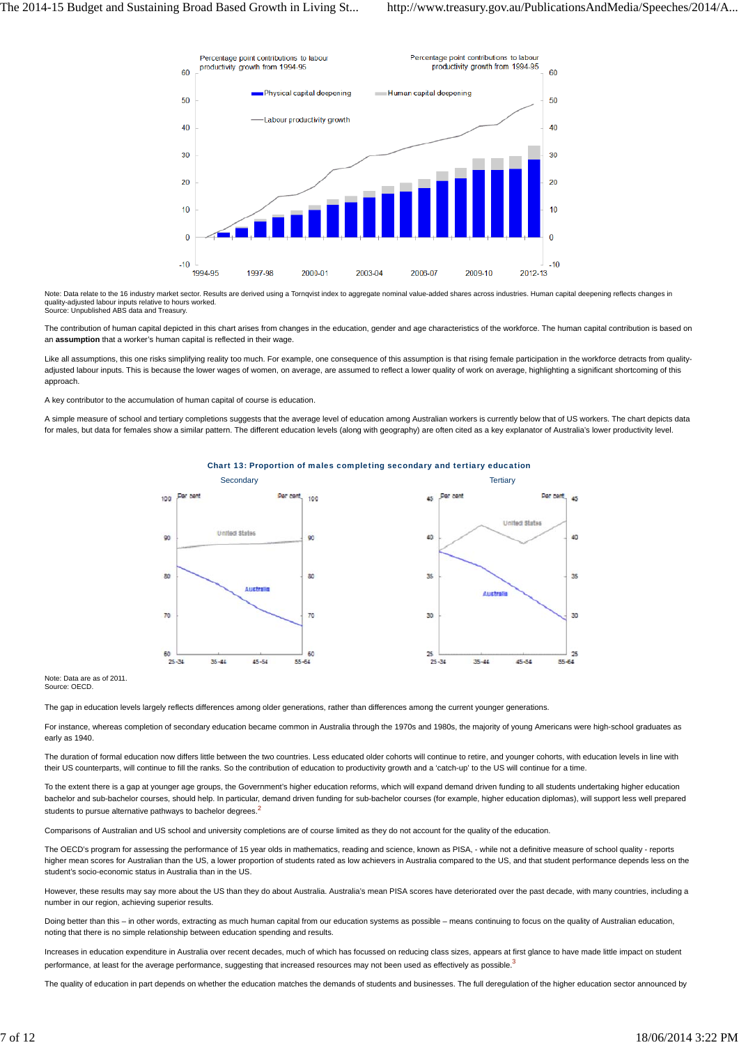Note: Data relate to the 16 industry market sector. Results are derived using a Tornqvist index to aggregate nominal value-added shares across industries. Human capital deepening reflects changes in quality-adjusted labour inputs relative to hours worked.
Source: Unpublished ABS data and Treasury.

The contribution of human capital depicted in this chart arises from changes in the education, gender and age characteristics of the workforce. The human capital contribution is based on an **assumption** that a worker's human capital is reflected in their wage.

Like all assumptions, this one risks simplifying reality too much. For example, one consequence of this assumption is that rising female participation in the workforce detracts from quality-adjusted labour inputs. This is because the lower wages of women, on average, are assumed to reflect a lower quality of work on average, highlighting a significant shortcoming of this approach.

A key contributor to the accumulation of human capital of course is education.

A simple measure of school and tertiary completions suggests that the average level of education among Australian workers is currently below that of US workers. The chart depicts data for males, but data for females show a similar pattern. The different education levels (along with geography) are often cited as a key explanator of Australia's lower productivity level.

**Chart 13: Proportion of males completing secondary and tertiary education**

Note: Data are as of 2011.
Source: OECD.

The gap in education levels largely reflects differences among older generations, rather than differences among the current younger generations.

For instance, whereas completion of secondary education became common in Australia through the 1970s and 1980s, the majority of young Americans were high-school graduates as early as 1940.

The duration of formal education now differs little between the two countries. Less educated older cohorts will continue to retire, and younger cohorts, with education levels in line with their US counterparts, will continue to fill the ranks. So the contribution of education to productivity growth and a 'catch-up' to the US will continue for a time.

To the extent there is a gap at younger age groups, the Government's higher education reforms, which will expand demand driven funding to all students undertaking higher education bachelor and sub-bachelor courses, should help. In particular, demand driven funding for sub-bachelor courses (for example, higher education diplomas), will support less well prepared students to pursue alternative pathways to bachelor degrees.[2]

Comparisons of Australian and US school and university completions are of course limited as they do not account for the quality of the education.

The OECD's program for assessing the performance of 15 year olds in mathematics, reading and science, known as PISA, - while not a definitive measure of school quality - reports higher mean scores for Australian than the US, a lower proportion of students rated as low achievers in Australia compared to the US, and that student performance depends less on the student's socio-economic status in Australia than in the US.

However, these results may say more about the US than they do about Australia. Australia's mean PISA scores have deteriorated over the past decade, with many countries, including a number in our region, achieving superior results.

Doing better than this – in other words, extracting as much human capital from our education systems as possible – means continuing to focus on the quality of Australian education, noting that there is no simple relationship between education spending and results.

Increases in education expenditure in Australia over recent decades, much of which has focussed on reducing class sizes, appears at first glance to have made little impact on student performance, at least for the average performance, suggesting that increased resources may not been used as effectively as possible.[3]

The quality of education in part depends on whether the education matches the demands of students and businesses. The full deregulation of the higher education sector announced by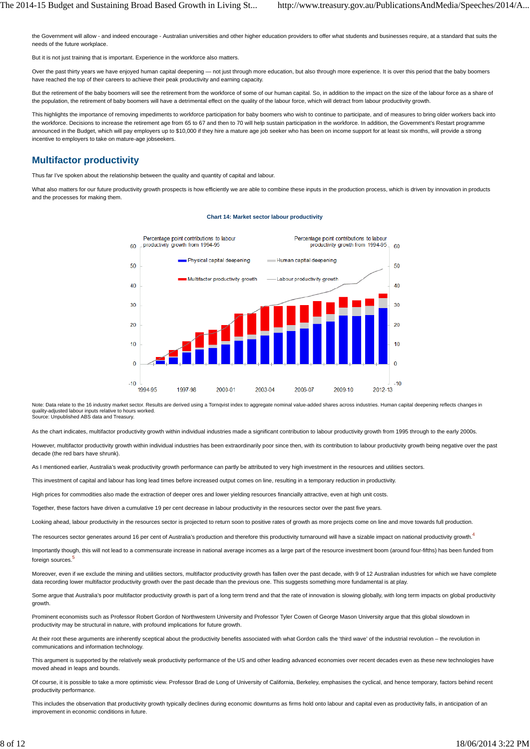the Government will allow - and indeed encourage - Australian universities and other higher education providers to offer what students and businesses require, at a standard that suits the needs of the future workplace.

But it is not just training that is important. Experience in the workforce also matters.

Over the past thirty years we have enjoyed human capital deepening — not just through more education, but also through more experience. It is over this period that the baby boomers have reached the top of their careers to achieve their peak productivity and earning capacity.

But the retirement of the baby boomers will see the retirement from the workforce of some of our human capital. So, in addition to the impact on the size of the labour force as a share of the population, the retirement of baby boomers will have a detrimental effect on the quality of the labour force, which will detract from labour productivity growth.

This highlights the importance of removing impediments to workforce participation for baby boomers who wish to continue to participate, and of measures to bring older workers back into the workforce. Decisions to increase the retirement age from 65 to 67 and then to 70 will help sustain participation in the workforce. In addition, the Government's Restart programme announced in the Budget, which will pay employers up to $10,000 if they hire a mature age job seeker who has been on income support for at least six months, will provide a strong incentive to employers to take on mature-age jobseekers.

## Multifactor productivity

Thus far I've spoken about the relationship between the quality and quantity of capital and labour.

What also matters for our future productivity growth prospects is how efficiently we are able to combine these inputs in the production process, which is driven by innovation in products and the processes for making them.

**Chart 14: Market sector labour productivity**

Note: Data relate to the 16 industry market sector. Results are derived using a Tornqvist index to aggregate nominal value-added shares across industries. Human capital deepening reflects changes in quality-adjusted labour inputs relative to hours worked.
Source: Unpublished ABS data and Treasury.

As the chart indicates, multifactor productivity growth within individual industries made a significant contribution to labour productivity growth from 1995 through to the early 2000s.

However, multifactor productivity growth within individual industries has been extraordinarily poor since then, with its contribution to labour productivity growth being negative over the past decade (the red bars have shrunk).

As I mentioned earlier, Australia's weak productivity growth performance can partly be attributed to very high investment in the resources and utilities sectors.

This investment of capital and labour has long lead times before increased output comes on line, resulting in a temporary reduction in productivity.

High prices for commodities also made the extraction of deeper ores and lower yielding resources financially attractive, even at high unit costs.

Together, these factors have driven a cumulative 19 per cent decrease in labour productivity in the resources sector over the past five years.

Looking ahead, labour productivity in the resources sector is projected to return soon to positive rates of growth as more projects come on line and move towards full production.

The resources sector generates around 16 per cent of Australia's production and therefore this productivity turnaround will have a sizable impact on national productivity growth.[4]

Importantly though, this will not lead to a commensurate increase in national average incomes as a large part of the resource investment boom (around four-fifths) has been funded from foreign sources.[5]

Moreover, even if we exclude the mining and utilities sectors, multifactor productivity growth has fallen over the past decade, with 9 of 12 Australian industries for which we have complete data recording lower multifactor productivity growth over the past decade than the previous one. This suggests something more fundamental is at play.

Some argue that Australia's poor multifactor productivity growth is part of a long term trend and that the rate of innovation is slowing globally, with long term impacts on global productivity growth.

Prominent economists such as Professor Robert Gordon of Northwestern University and Professor Tyler Cowen of George Mason University argue that this global slowdown in productivity may be structural in nature, with profound implications for future growth.

At their root these arguments are inherently sceptical about the productivity benefits associated with what Gordon calls the 'third wave' of the industrial revolution – the revolution in communications and information technology.

This argument is supported by the relatively weak productivity performance of the US and other leading advanced economies over recent decades even as these new technologies have moved ahead in leaps and bounds.

Of course, it is possible to take a more optimistic view. Professor Brad de Long of University of California, Berkeley, emphasises the cyclical, and hence temporary, factors behind recent productivity performance.

This includes the observation that productivity growth typically declines during economic downturns as firms hold onto labour and capital even as productivity falls, in anticipation of an improvement in economic conditions in future.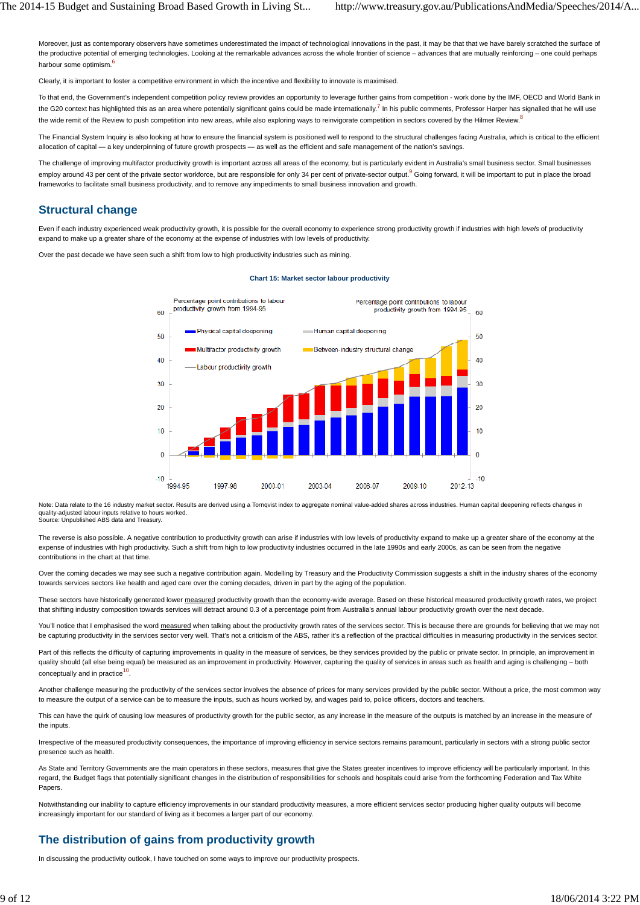Moreover, just as contemporary observers have sometimes underestimated the impact of technological innovations in the past, it may be that that we have barely scratched the surface of the productive potential of emerging technologies. Looking at the remarkable advances across the whole frontier of science – advances that are mutually reinforcing – one could perhaps harbour some optimism.[6]

Clearly, it is important to foster a competitive environment in which the incentive and flexibility to innovate is maximised.

To that end, the Government's independent competition policy review provides an opportunity to leverage further gains from competition - work done by the IMF, OECD and World Bank in the G20 context has highlighted this as an area where potentially significant gains could be made internationally.[7] In his public comments, Professor Harper has signalled that he will use the wide remit of the Review to push competition into new areas, while also exploring ways to reinvigorate competition in sectors covered by the Hilmer Review.[8]

The Financial System Inquiry is also looking at how to ensure the financial system is positioned well to respond to the structural challenges facing Australia, which is critical to the efficient allocation of capital — a key underpinning of future growth prospects — as well as the efficient and safe management of the nation's savings.

The challenge of improving multifactor productivity growth is important across all areas of the economy, but is particularly evident in Australia's small business sector. Small businesses employ around 43 per cent of the private sector workforce, but are responsible for only 34 per cent of private-sector output.[9] Going forward, it will be important to put in place the broad frameworks to facilitate small business productivity, and to remove any impediments to small business innovation and growth.

## Structural change

Even if each industry experienced weak productivity growth, it is possible for the overall economy to experience strong productivity growth if industries with high *levels* of productivity expand to make up a greater share of the economy at the expense of industries with low levels of productivity.

Over the past decade we have seen such a shift from low to high productivity industries such as mining.

**Chart 15: Market sector labour productivity**

Note: Data relate to the 16 industry market sector. Results are derived using a Tornqvist index to aggregate nominal value-added shares across industries. Human capital deepening reflects changes in quality-adjusted labour inputs relative to hours worked.
Source: Unpublished ABS data and Treasury.

The reverse is also possible. A negative contribution to productivity growth can arise if industries with low levels of productivity expand to make up a greater share of the economy at the expense of industries with high productivity. Such a shift from high to low productivity industries occurred in the late 1990s and early 2000s, as can be seen from the negative contributions in the chart at that time.

Over the coming decades we may see such a negative contribution again. Modelling by Treasury and the Productivity Commission suggests a shift in the industry shares of the economy towards services sectors like health and aged care over the coming decades, driven in part by the aging of the population.

These sectors have historically generated lower measured productivity growth than the economy-wide average. Based on these historical measured productivity growth rates, we project that shifting industry composition towards services will detract around 0.3 of a percentage point from Australia's annual labour productivity growth over the next decade.

You'll notice that I emphasised the word measured when talking about the productivity growth rates of the services sector. This is because there are grounds for believing that we may not be capturing productivity in the services sector very well. That's not a criticism of the ABS, rather it's a reflection of the practical difficulties in measuring productivity in the services sector.

Part of this reflects the difficulty of capturing improvements in quality in the measure of services, be they services provided by the public or private sector. In principle, an improvement in quality should (all else being equal) be measured as an improvement in productivity. However, capturing the quality of services in areas such as health and aging is challenging – both conceptually and in practice[10].

Another challenge measuring the productivity of the services sector involves the absence of prices for many services provided by the public sector. Without a price, the most common way to measure the output of a service can be to measure the inputs, such as hours worked by, and wages paid to, police officers, doctors and teachers.

This can have the quirk of causing low measures of productivity growth for the public sector, as any increase in the measure of the outputs is matched by an increase in the measure of the inputs.

Irrespective of the measured productivity consequences, the importance of improving efficiency in service sectors remains paramount, particularly in sectors with a strong public sector presence such as health.

As State and Territory Governments are the main operators in these sectors, measures that give the States greater incentives to improve efficiency will be particularly important. In this regard, the Budget flags that potentially significant changes in the distribution of responsibilities for schools and hospitals could arise from the forthcoming Federation and Tax White Papers.

Notwithstanding our inability to capture efficiency improvements in our standard productivity measures, a more efficient services sector producing higher quality outputs will become increasingly important for our standard of living as it becomes a larger part of our economy.

## The distribution of gains from productivity growth

In discussing the productivity outlook, I have touched on some ways to improve our productivity prospects.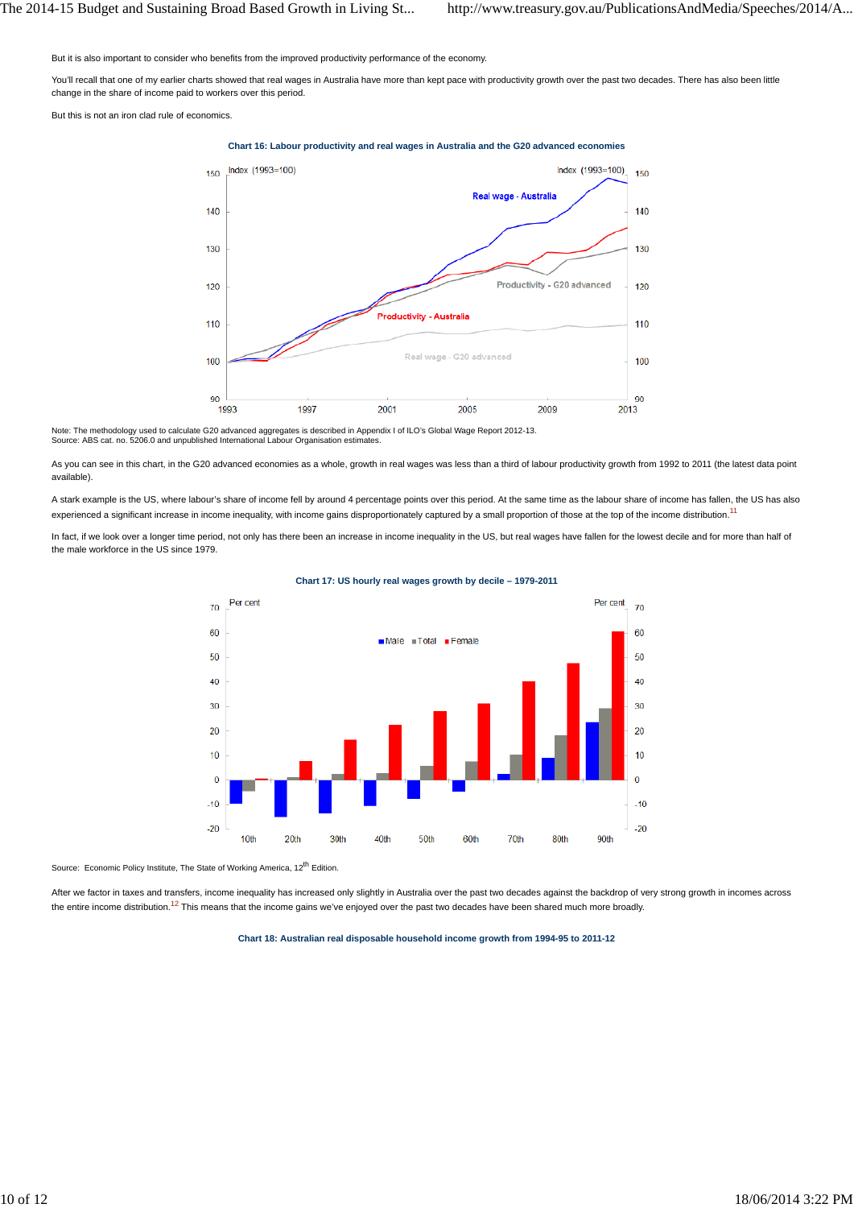But it is also important to consider who benefits from the improved productivity performance of the economy.

You'll recall that one of my earlier charts showed that real wages in Australia have more than kept pace with productivity growth over the past two decades. There has also been little change in the share of income paid to workers over this period.

But this is not an iron clad rule of economics.

**Chart 16: Labour productivity and real wages in Australia and the G20 advanced economies**

Note: The methodology used to calculate G20 advanced aggregates is described in Appendix I of ILO's Global Wage Report 2012-13.
Source: ABS cat. no. 5206.0 and unpublished International Labour Organisation estimates.

As you can see in this chart, in the G20 advanced economies as a whole, growth in real wages was less than a third of labour productivity growth from 1992 to 2011 (the latest data point available).

A stark example is the US, where labour's share of income fell by around 4 percentage points over this period. At the same time as the labour share of income has fallen, the US has also experienced a significant increase in income inequality, with income gains disproportionately captured by a small proportion of those at the top of the income distribution.[11]

In fact, if we look over a longer time period, not only has there been an increase in income inequality in the US, but real wages have fallen for the lowest decile and for more than half of the male workforce in the US since 1979.

**Chart 17: US hourly real wages growth by decile – 1979-2011**

Source: Economic Policy Institute, The State of Working America, 12th Edition.

After we factor in taxes and transfers, income inequality has increased only slightly in Australia over the past two decades against the backdrop of very strong growth in incomes across the entire income distribution.[12] This means that the income gains we've enjoyed over the past two decades have been shared much more broadly.

**Chart 18: Australian real disposable household income growth from 1994-95 to 2011-12**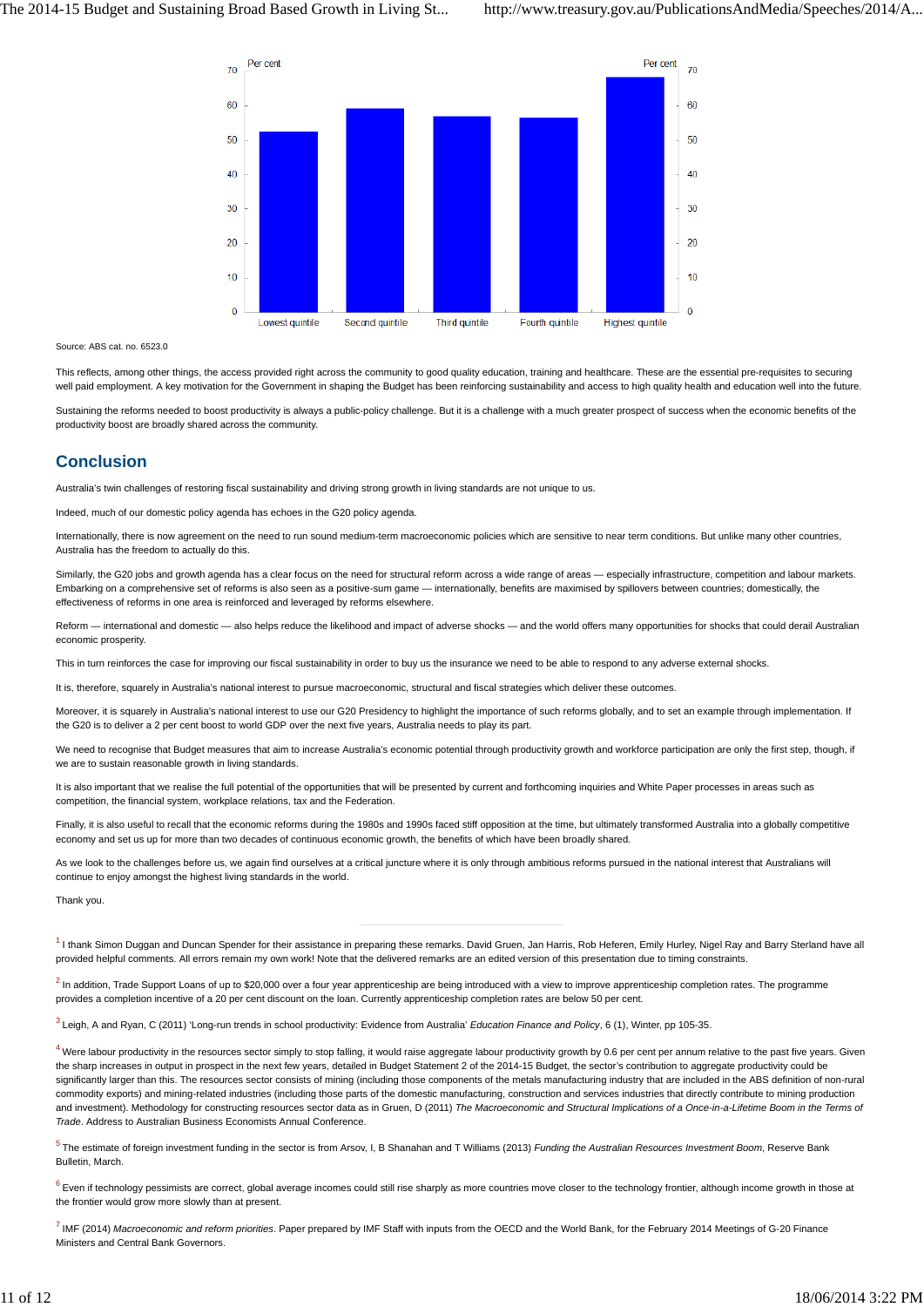Source: ABS cat. no. 6523.0

This reflects, among other things, the access provided right across the community to good quality education, training and healthcare. These are the essential pre-requisites to securing well paid employment. A key motivation for the Government in shaping the Budget has been reinforcing sustainability and access to high quality health and education well into the future.

Sustaining the reforms needed to boost productivity is always a public-policy challenge. But it is a challenge with a much greater prospect of success when the economic benefits of the productivity boost are broadly shared across the community.

## Conclusion

Australia's twin challenges of restoring fiscal sustainability and driving strong growth in living standards are not unique to us.

Indeed, much of our domestic policy agenda has echoes in the G20 policy agenda.

Internationally, there is now agreement on the need to run sound medium-term macroeconomic policies which are sensitive to near term conditions. But unlike many other countries, Australia has the freedom to actually do this.

Similarly, the G20 jobs and growth agenda has a clear focus on the need for structural reform across a wide range of areas — especially infrastructure, competition and labour markets. Embarking on a comprehensive set of reforms is also seen as a positive-sum game — internationally, benefits are maximised by spillovers between countries; domestically, the effectiveness of reforms in one area is reinforced and leveraged by reforms elsewhere.

Reform — international and domestic — also helps reduce the likelihood and impact of adverse shocks — and the world offers many opportunities for shocks that could derail Australian economic prosperity.

This in turn reinforces the case for improving our fiscal sustainability in order to buy us the insurance we need to be able to respond to any adverse external shocks.

It is, therefore, squarely in Australia's national interest to pursue macroeconomic, structural and fiscal strategies which deliver these outcomes.

Moreover, it is squarely in Australia's national interest to use our G20 Presidency to highlight the importance of such reforms globally, and to set an example through implementation. If the G20 is to deliver a 2 per cent boost to world GDP over the next five years, Australia needs to play its part.

We need to recognise that Budget measures that aim to increase Australia's economic potential through productivity growth and workforce participation are only the first step, though, if we are to sustain reasonable growth in living standards.

It is also important that we realise the full potential of the opportunities that will be presented by current and forthcoming inquiries and White Paper processes in areas such as competition, the financial system, workplace relations, tax and the Federation.

Finally, it is also useful to recall that the economic reforms during the 1980s and 1990s faced stiff opposition at the time, but ultimately transformed Australia into a globally competitive economy and set us up for more than two decades of continuous economic growth, the benefits of which have been broadly shared.

As we look to the challenges before us, we again find ourselves at a critical juncture where it is only through ambitious reforms pursued in the national interest that Australians will continue to enjoy amongst the highest living standards in the world.

Thank you.

---

[1] I thank Simon Duggan and Duncan Spender for their assistance in preparing these remarks. David Gruen, Jan Harris, Rob Heferen, Emily Hurley, Nigel Ray and Barry Sterland have all provided helpful comments. All errors remain my own work! Note that the delivered remarks are an edited version of this presentation due to timing constraints.

[2] In addition, Trade Support Loans of up to $20,000 over a four year apprenticeship are being introduced with a view to improve apprenticeship completion rates. The programme provides a completion incentive of a 20 per cent discount on the loan. Currently apprenticeship completion rates are below 50 per cent.

[3] Leigh, A and Ryan, C (2011) 'Long-run trends in school productivity: Evidence from Australia' *Education Finance and Policy*, 6 (1), Winter, pp 105-35.

[4] Were labour productivity in the resources sector simply to stop falling, it would raise aggregate labour productivity growth by 0.6 per cent per annum relative to the past five years. Given the sharp increases in output in prospect in the next few years, detailed in Budget Statement 2 of the 2014-15 Budget, the sector's contribution to aggregate productivity could be significantly larger than this. The resources sector consists of mining (including those components of the metals manufacturing industry that are included in the ABS definition of non-rural commodity exports) and mining-related industries (including those parts of the domestic manufacturing, construction and services industries that directly contribute to mining production and investment). Methodology for constructing resources sector data as in Gruen, D (2011) *The Macroeconomic and Structural Implications of a Once-in-a-Lifetime Boom in the Terms of Trade*. Address to Australian Business Economists Annual Conference.

[5] The estimate of foreign investment funding in the sector is from Arsov, I, B Shanahan and T Williams (2013) *Funding the Australian Resources Investment Boom*, Reserve Bank Bulletin, March.

[6] Even if technology pessimists are correct, global average incomes could still rise sharply as more countries move closer to the technology frontier, although income growth in those at the frontier would grow more slowly than at present.

[7] IMF (2014) *Macroeconomic and reform priorities*. Paper prepared by IMF Staff with inputs from the OECD and the World Bank, for the February 2014 Meetings of G-20 Finance Ministers and Central Bank Governors.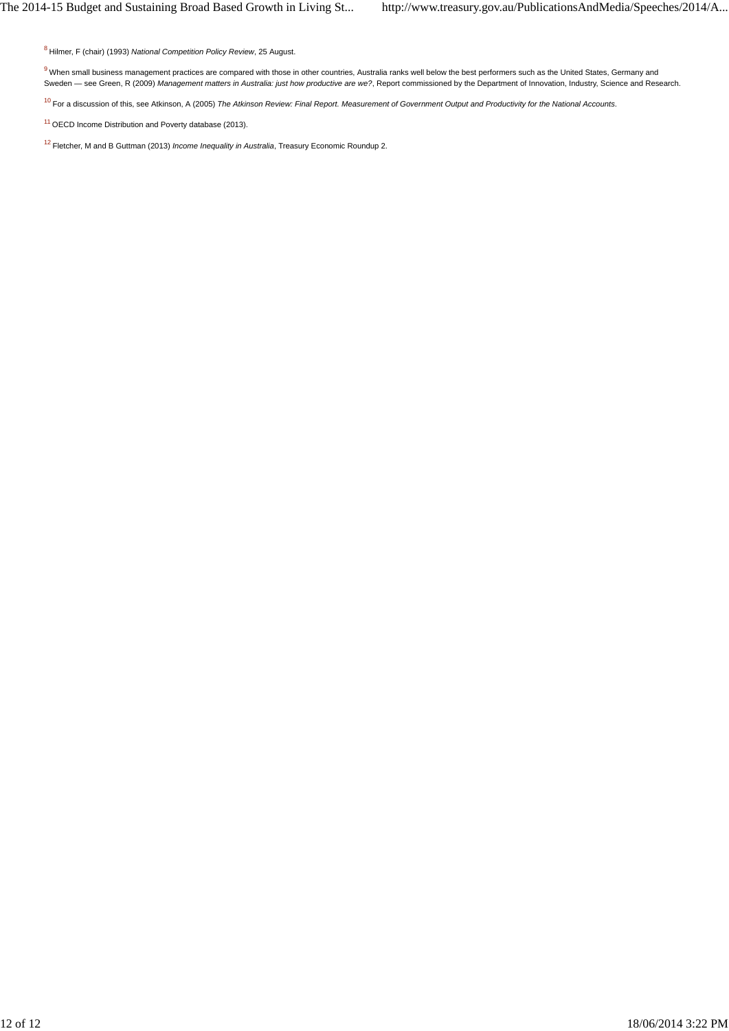[8] Hilmer, F (chair) (1993) *National Competition Policy Review*, 25 August.

[9] When small business management practices are compared with those in other countries, Australia ranks well below the best performers such as the United States, Germany and Sweden — see Green, R (2009) *Management matters in Australia: just how productive are we?*, Report commissioned by the Department of Innovation, Industry, Science and Research.

[10] For a discussion of this, see Atkinson, A (2005) *The Atkinson Review: Final Report. Measurement of Government Output and Productivity for the National Accounts*.

[11] OECD Income Distribution and Poverty database (2013).

[12] Fletcher, M and B Guttman (2013) *Income Inequality in Australia*, Treasury Economic Roundup 2.